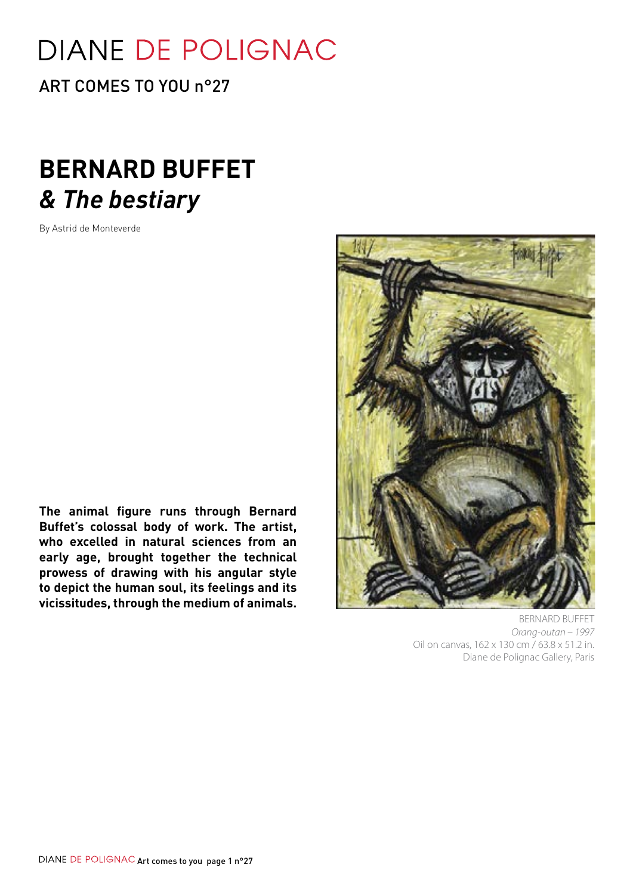DIANE DE POLIGNAC

ART COMES TO YOU n°27

# BERNARD BUFFET
## *& The bestiary*

By Astrid de Monteverde

**The animal figure runs through Bernard Buffet's colossal body of work. The artist, who excelled in natural sciences from an early age, brought together the technical prowess of drawing with his angular style to depict the human soul, its feelings and its vicissitudes, through the medium of animals.**

BERNARD BUFFET
*Orang-outan – 1997*
Oil on canvas, 162 x 130 cm / 63.8 x 51.2 in.
Diane de Polignac Gallery, Paris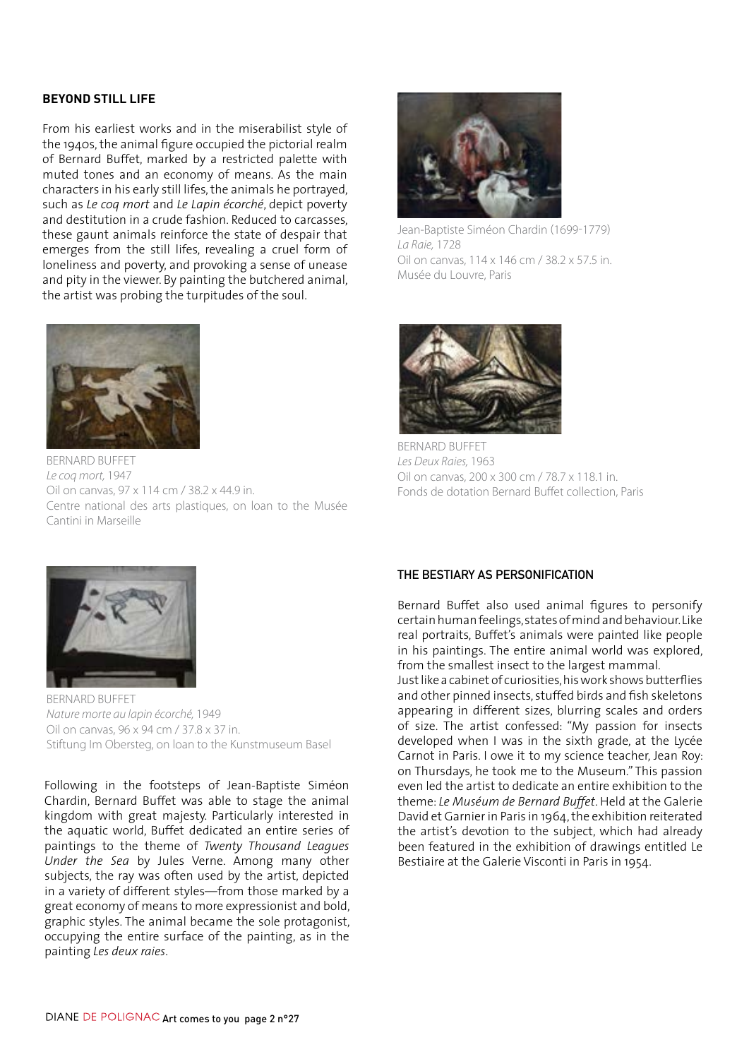## BEYOND STILL LIFE

From his earliest works and in the miserabilist style of the 1940s, the animal figure occupied the pictorial realm of Bernard Buffet, marked by a restricted palette with muted tones and an economy of means. As the main characters in his early still lifes, the animals he portrayed, such as *Le coq mort* and *Le Lapin écorché*, depict poverty and destitution in a crude fashion. Reduced to carcasses, these gaunt animals reinforce the state of despair that emerges from the still lifes, revealing a cruel form of loneliness and poverty, and provoking a sense of unease and pity in the viewer. By painting the butchered animal, the artist was probing the turpitudes of the soul.

Jean-Baptiste Siméon Chardin (1699-1779)
*La Raie,* 1728
Oil on canvas, 114 x 146 cm / 38.2 x 57.5 in.
Musée du Louvre, Paris

BERNARD BUFFET
*Le coq mort,* 1947
Oil on canvas, 97 x 114 cm / 38.2 x 44.9 in.
Centre national des arts plastiques, on loan to the Musée Cantini in Marseille

BERNARD BUFFET
*Les Deux Raies,* 1963
Oil on canvas, 200 x 300 cm / 78.7 x 118.1 in.
Fonds de dotation Bernard Buffet collection, Paris

BERNARD BUFFET
*Nature morte au lapin écorché,* 1949
Oil on canvas, 96 x 94 cm / 37.8 x 37 in.
Stiftung Im Obersteg, on loan to the Kunstmuseum Basel

Following in the footsteps of Jean-Baptiste Siméon Chardin, Bernard Buffet was able to stage the animal kingdom with great majesty. Particularly interested in the aquatic world, Buffet dedicated an entire series of paintings to the theme of *Twenty Thousand Leagues Under the Sea* by Jules Verne. Among many other subjects, the ray was often used by the artist, depicted in a variety of different styles—from those marked by a great economy of means to more expressionist and bold, graphic styles. The animal became the sole protagonist, occupying the entire surface of the painting, as in the painting *Les deux raies*.

## THE BESTIARY AS PERSONIFICATION

Bernard Buffet also used animal figures to personify certain human feelings, states of mind and behaviour. Like real portraits, Buffet's animals were painted like people in his paintings. The entire animal world was explored, from the smallest insect to the largest mammal.
Just like a cabinet of curiosities, his work shows butterflies and other pinned insects, stuffed birds and fish skeletons appearing in different sizes, blurring scales and orders of size. The artist confessed: "My passion for insects developed when I was in the sixth grade, at the Lycée Carnot in Paris. I owe it to my science teacher, Jean Roy: on Thursdays, he took me to the Museum." This passion even led the artist to dedicate an entire exhibition to the theme: *Le Muséum de Bernard Buffet*. Held at the Galerie David et Garnier in Paris in 1964, the exhibition reiterated the artist's devotion to the subject, which had already been featured in the exhibition of drawings entitled Le Bestiaire at the Galerie Visconti in Paris in 1954.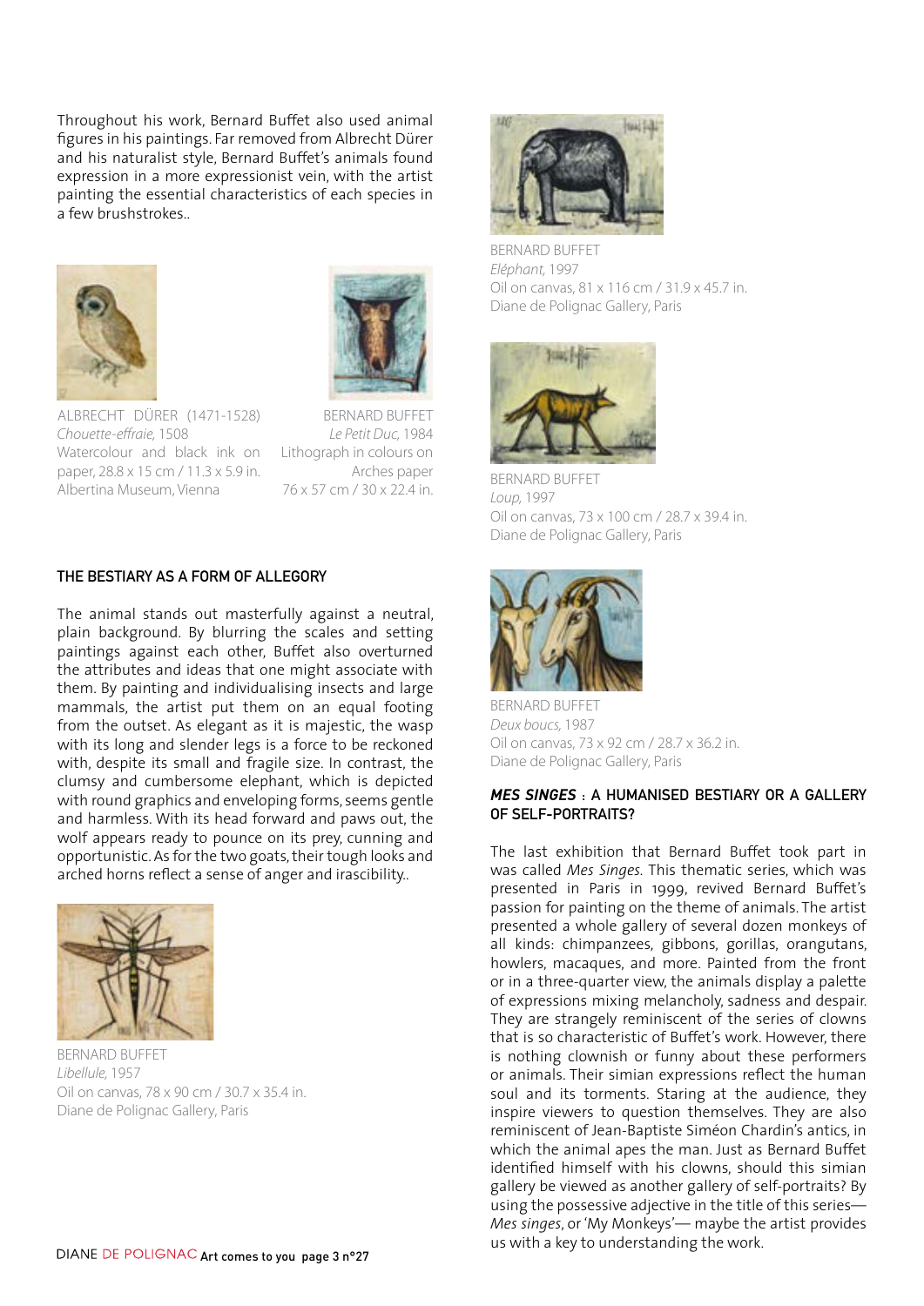Throughout his work, Bernard Buffet also used animal figures in his paintings. Far removed from Albrecht Dürer and his naturalist style, Bernard Buffet's animals found expression in a more expressionist vein, with the artist painting the essential characteristics of each species in a few brushstrokes..

ALBRECHT DÜRER (1471-1528)
*Chouette-effraie*, 1508
Watercolour and black ink on paper, 28.8 x 15 cm / 11.3 x 5.9 in.
Albertina Museum, Vienna

BERNARD BUFFET
*Le Petit Duc*, 1984
Lithograph in colours on Arches paper
76 x 57 cm / 30 x 22.4 in.

## THE BESTIARY AS A FORM OF ALLEGORY

The animal stands out masterfully against a neutral, plain background. By blurring the scales and setting paintings against each other, Buffet also overturned the attributes and ideas that one might associate with them. By painting and individualising insects and large mammals, the artist put them on an equal footing from the outset. As elegant as it is majestic, the wasp with its long and slender legs is a force to be reckoned with, despite its small and fragile size. In contrast, the clumsy and cumbersome elephant, which is depicted with round graphics and enveloping forms, seems gentle and harmless. With its head forward and paws out, the wolf appears ready to pounce on its prey, cunning and opportunistic. As for the two goats, their tough looks and arched horns reflect a sense of anger and irascibility..

BERNARD BUFFET
*Libellule*, 1957
Oil on canvas, 78 x 90 cm / 30.7 x 35.4 in.
Diane de Polignac Gallery, Paris

BERNARD BUFFET
*Eléphant*, 1997
Oil on canvas, 81 x 116 cm / 31.9 x 45.7 in.
Diane de Polignac Gallery, Paris

BERNARD BUFFET
*Loup*, 1997
Oil on canvas, 73 x 100 cm / 28.7 x 39.4 in.
Diane de Polignac Gallery, Paris

BERNARD BUFFET
*Deux boucs*, 1987
Oil on canvas, 73 x 92 cm / 28.7 x 36.2 in.
Diane de Polignac Gallery, Paris

## *MES SINGES* : A HUMANISED BESTIARY OR A GALLERY OF SELF-PORTRAITS?

The last exhibition that Bernard Buffet took part in was called *Mes Singes*. This thematic series, which was presented in Paris in 1999, revived Bernard Buffet's passion for painting on the theme of animals. The artist presented a whole gallery of several dozen monkeys of all kinds: chimpanzees, gibbons, gorillas, orangutans, howlers, macaques, and more. Painted from the front or in a three-quarter view, the animals display a palette of expressions mixing melancholy, sadness and despair. They are strangely reminiscent of the series of clowns that is so characteristic of Buffet's work. However, there is nothing clownish or funny about these performers or animals. Their simian expressions reflect the human soul and its torments. Staring at the audience, they inspire viewers to question themselves. They are also reminiscent of Jean-Baptiste Siméon Chardin's antics, in which the animal apes the man. Just as Bernard Buffet identified himself with his clowns, should this simian gallery be viewed as another gallery of self-portraits? By using the possessive adjective in the title of this series—*Mes singes*, or 'My Monkeys'— maybe the artist provides us with a key to understanding the work.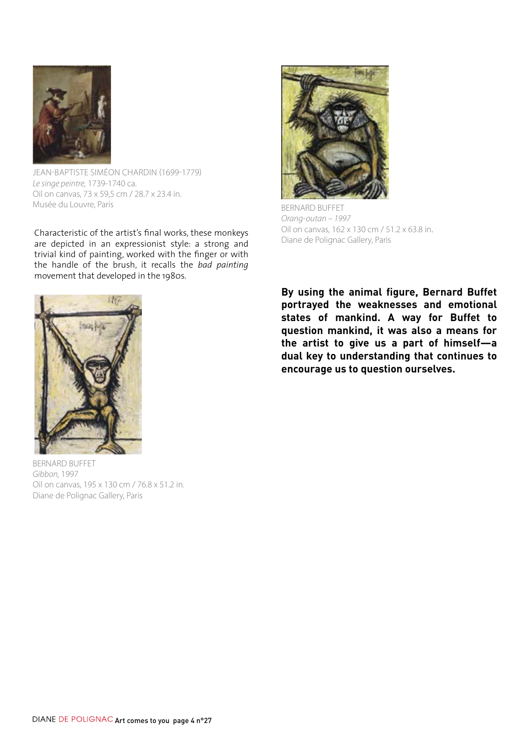JEAN-BAPTISTE SIMÉON CHARDIN (1699-1779)
*Le singe peintre,* 1739-1740 ca.
Oil on canvas, 73 x 59,5 cm / 28.7 x 23.4 in.
Musée du Louvre, Paris

Characteristic of the artist's final works, these monkeys are depicted in an expressionist style: a strong and trivial kind of painting, worked with the finger or with the handle of the brush, it recalls the *bad painting* movement that developed in the 1980s.

BERNARD BUFFET
*Gibbon,* 1997
Oil on canvas, 195 x 130 cm / 76.8 x 51.2 in.
Diane de Polignac Gallery, Paris

BERNARD BUFFET
*Orang-outan – 1997*
Oil on canvas, 162 x 130 cm / 51.2 x 63.8 in.
Diane de Polignac Gallery, Paris

**By using the animal figure, Bernard Buffet portrayed the weaknesses and emotional states of mankind. A way for Buffet to question mankind, it was also a means for the artist to give us a part of himself—a dual key to understanding that continues to encourage us to question ourselves.**